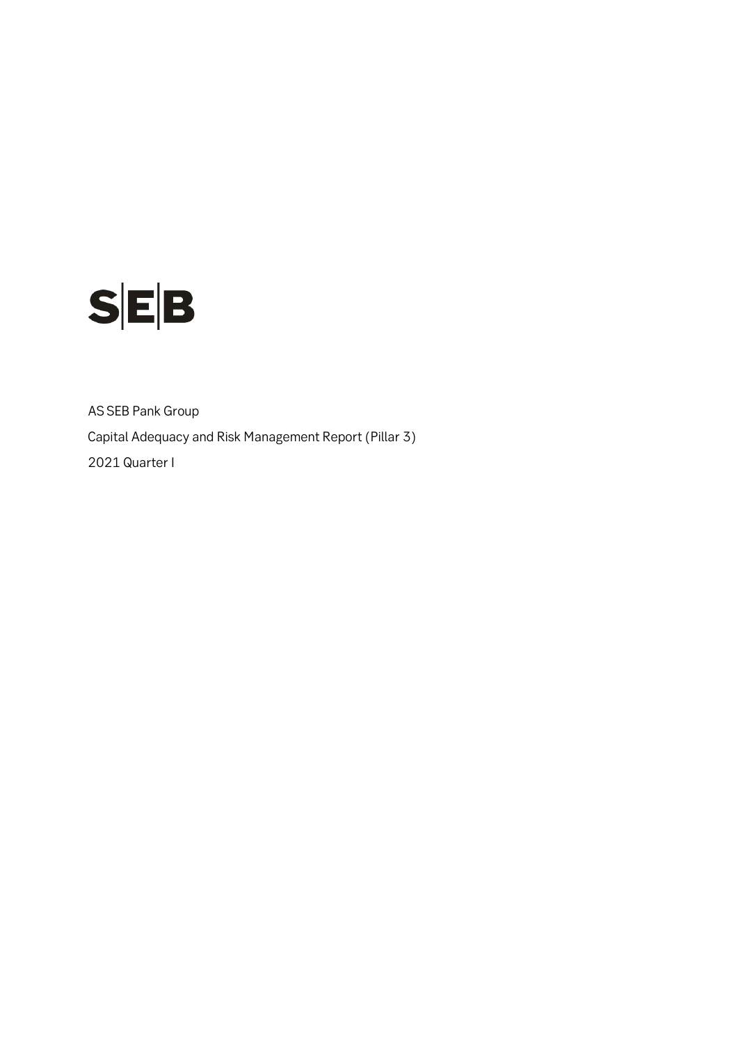SEB

AS SEB Pank Group

Capital Adequacy and Risk Management Report (Pillar 3)

2021 Quarter I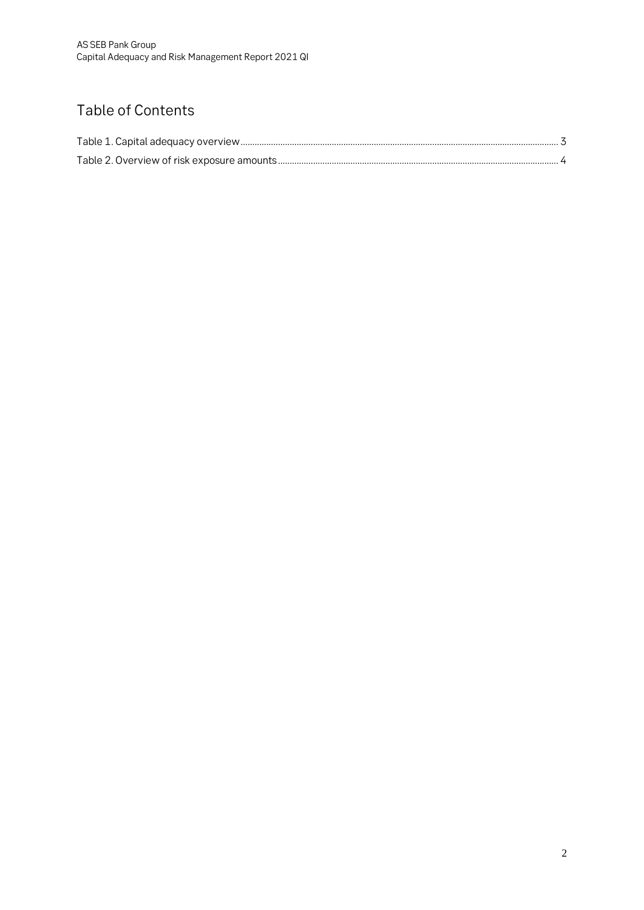# Table of Contents

Table 1. Capital adequacy overview ........ 3

Table 2. Overview of risk exposure amounts ........ 4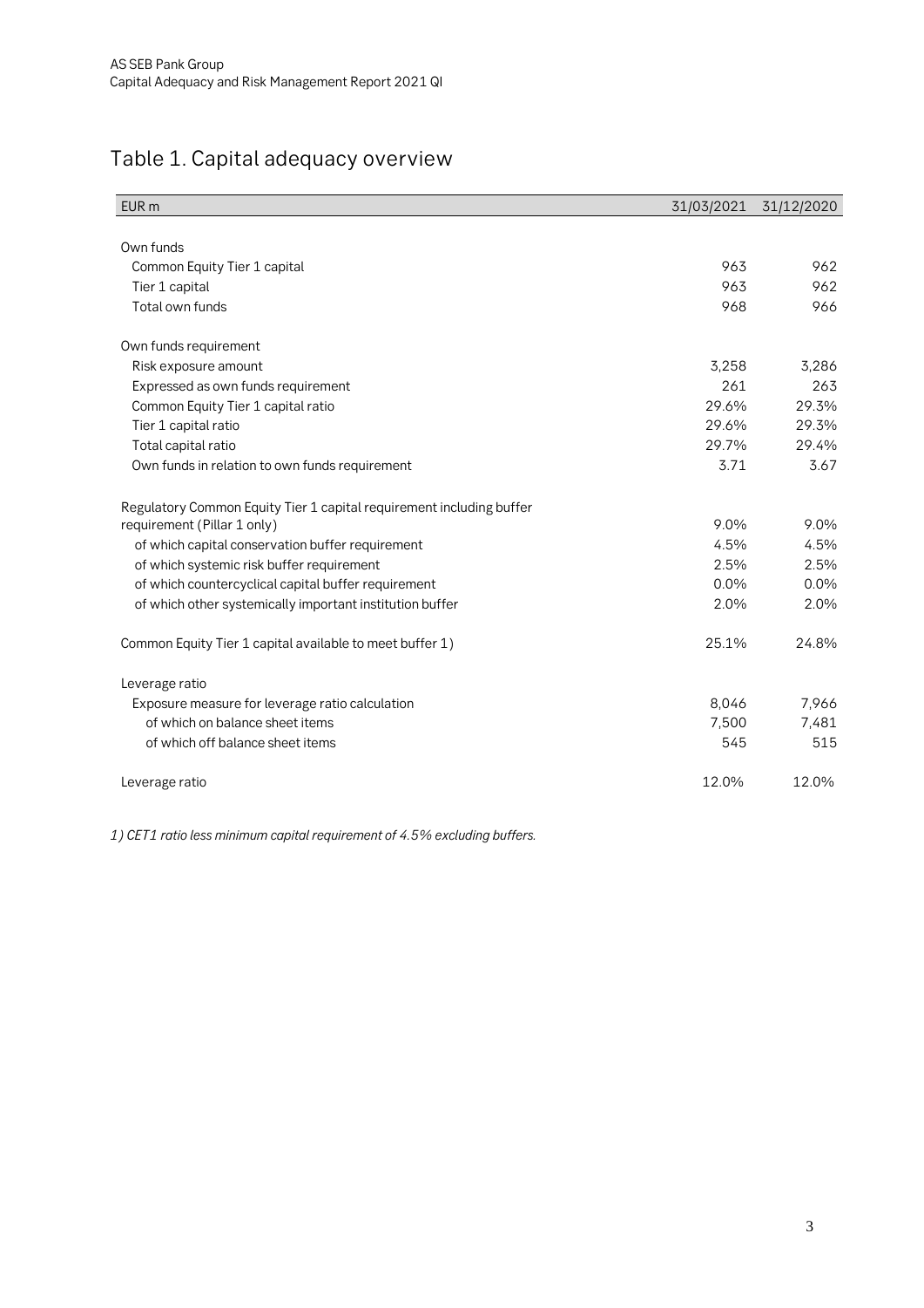# Table 1. Capital adequacy overview

| EUR m | 31/03/2021 | 31/12/2020 |
|---|---|---|
| Own funds | | |
| Common Equity Tier 1 capital | 963 | 962 |
| Tier 1 capital | 963 | 962 |
| Total own funds | 968 | 966 |
| Own funds requirement | | |
| Risk exposure amount | 3,258 | 3,286 |
| Expressed as own funds requirement | 261 | 263 |
| Common Equity Tier 1 capital ratio | 29.6% | 29.3% |
| Tier 1 capital ratio | 29.6% | 29.3% |
| Total capital ratio | 29.7% | 29.4% |
| Own funds in relation to own funds requirement | 3.71 | 3.67 |
| Regulatory Common Equity Tier 1 capital requirement including buffer requirement (Pillar 1 only) | 9.0% | 9.0% |
| of which capital conservation buffer requirement | 4.5% | 4.5% |
| of which systemic risk buffer requirement | 2.5% | 2.5% |
| of which countercyclical capital buffer requirement | 0.0% | 0.0% |
| of which other systemically important institution buffer | 2.0% | 2.0% |
| Common Equity Tier 1 capital available to meet buffer 1) | 25.1% | 24.8% |
| Leverage ratio | | |
| Exposure measure for leverage ratio calculation | 8,046 | 7,966 |
| of which on balance sheet items | 7,500 | 7,481 |
| of which off balance sheet items | 545 | 515 |
| Leverage ratio | 12.0% | 12.0% |

*1) CET1 ratio less minimum capital requirement of 4.5% excluding buffers.*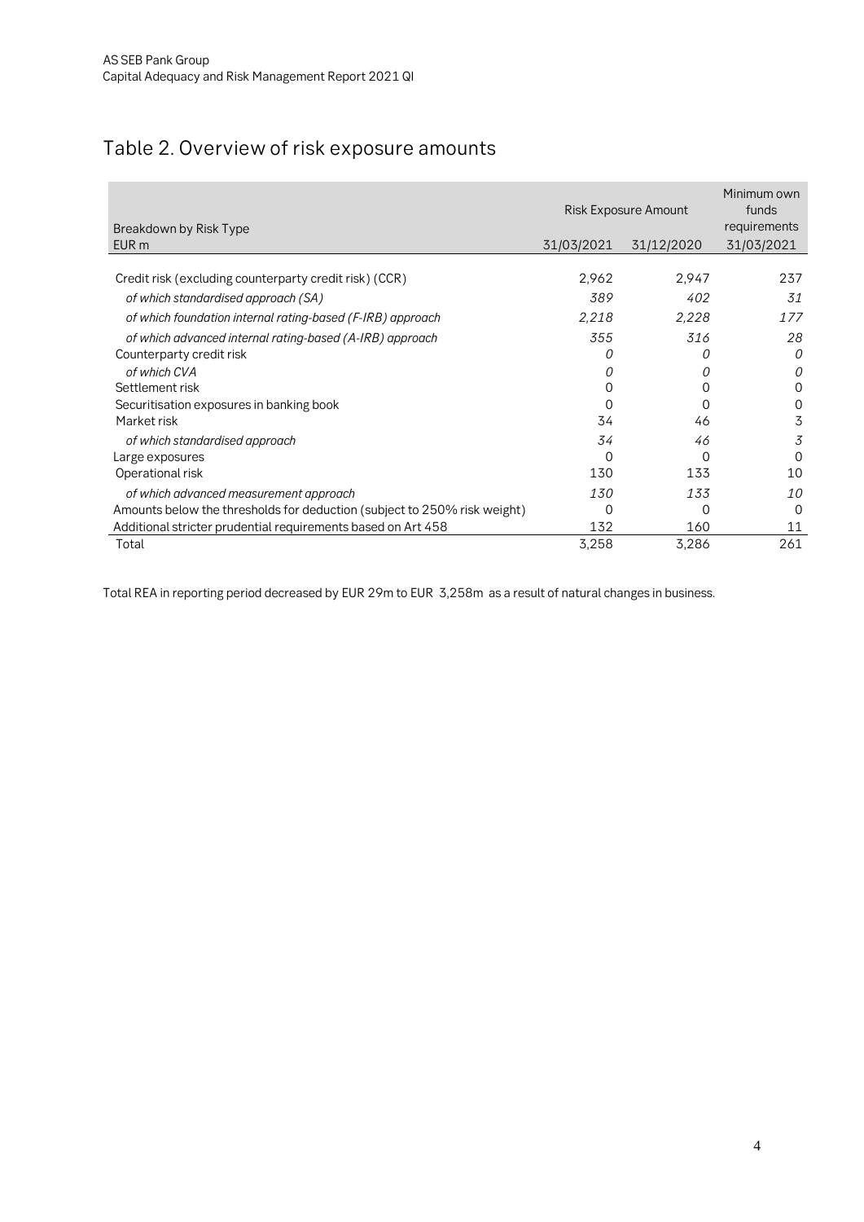## Table 2. Overview of risk exposure amounts

| Breakdown by Risk Type<br>EUR m | Risk Exposure Amount<br>31/03/2021 | <br>31/12/2020 | Minimum own funds requirements<br>31/03/2021 |
|---|---|---|---|
| Credit risk (excluding counterparty credit risk) (CCR) | 2,962 | 2,947 | 237 |
| *of which standardised approach (SA)* | *389* | *402* | *31* |
| *of which foundation internal rating-based (F-IRB) approach* | *2,218* | *2,228* | *177* |
| *of which advanced internal rating-based (A-IRB) approach* | *355* | *316* | *28* |
| Counterparty credit risk | *0* | *0* | *0* |
| *of which CVA* | *0* | *0* | *0* |
| Settlement risk | 0 | 0 | 0 |
| Securitisation exposures in banking book | 0 | 0 | 0 |
| Market risk | 34 | 46 | 3 |
| *of which standardised approach* | *34* | *46* | *3* |
| Large exposures | 0 | 0 | 0 |
| Operational risk | 130 | 133 | 10 |
| *of which advanced measurement approach* | *130* | *133* | *10* |
| Amounts below the thresholds for deduction (subject to 250% risk weight) | 0 | 0 | 0 |
| Additional stricter prudential requirements based on Art 458 | 132 | 160 | 11 |
| Total | 3,258 | 3,286 | 261 |

Total REA in reporting period decreased by EUR 29m to EUR 3,258m as a result of natural changes in business.